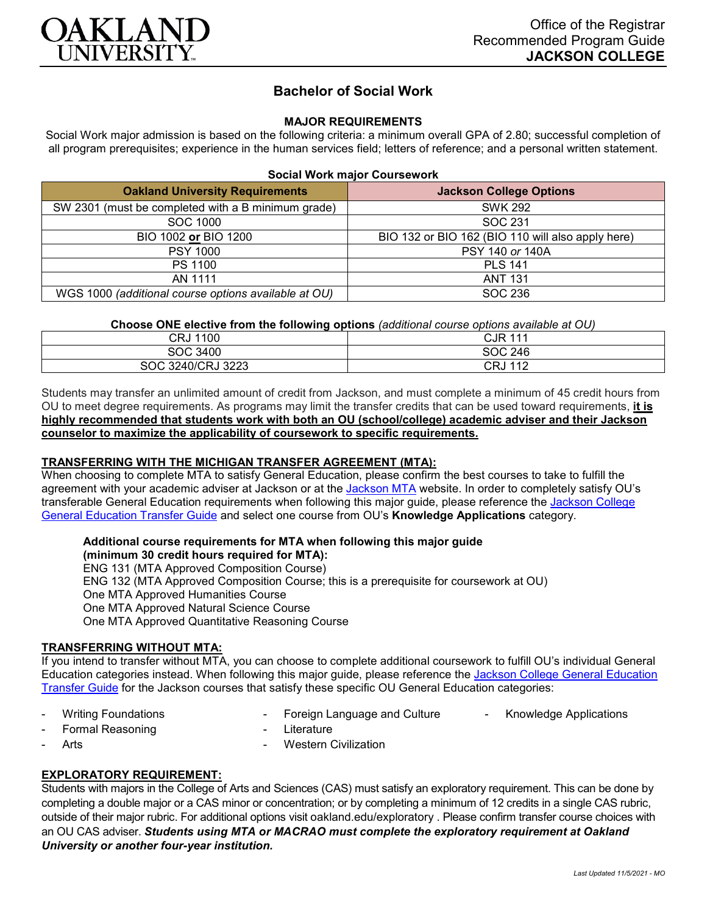# Bachelor of Social Work

## MAJOR REQUIREMENTS

Social Work major admission is based on the following criteria: a minimum overall GPA of 2.80; successful completion of all program prerequisites; experience in the human services field; letters of reference; and a personal written statement.

**Social Work major Coursework**

| Oakland University Requirements | Jackson College Options |
|---|---|
| SW 2301 (must be completed with a B minimum grade) | SWK 292 |
| SOC 1000 | SOC 231 |
| BIO 1002 **or** BIO 1200 | BIO 132 or BIO 162 (BIO 110 will also apply here) |
| PSY 1000 | PSY 140 *or* 140A |
| PS 1100 | PLS 141 |
| AN 1111 | ANT 131 |
| WGS 1000 *(additional course options available at OU)* | SOC 236 |

**Choose ONE elective from the following options** *(additional course options available at OU)*

| | |
|---|---|
| CRJ 1100 | CJR 111 |
| SOC 3400 | SOC 246 |
| SOC 3240/CRJ 3223 | CRJ 112 |

Students may transfer an unlimited amount of credit from Jackson, and must complete a minimum of 45 credit hours from OU to meet degree requirements. As programs may limit the transfer credits that can be used toward requirements, **it is highly recommended that students work with both an OU (school/college) academic adviser and their Jackson counselor to maximize the applicability of coursework to specific requirements.**

### TRANSFERRING WITH THE MICHIGAN TRANSFER AGREEMENT (MTA):

When choosing to complete MTA to satisfy General Education, please confirm the best courses to take to fulfill the agreement with your academic adviser at Jackson or at the Jackson MTA website. In order to completely satisfy OU's transferable General Education requirements when following this major guide, please reference the Jackson College General Education Transfer Guide and select one course from OU's **Knowledge Applications** category.

**Additional course requirements for MTA when following this major guide (minimum 30 credit hours required for MTA):**

ENG 131 (MTA Approved Composition Course)
ENG 132 (MTA Approved Composition Course; this is a prerequisite for coursework at OU)
One MTA Approved Humanities Course
One MTA Approved Natural Science Course
One MTA Approved Quantitative Reasoning Course

### TRANSFERRING WITHOUT MTA:

If you intend to transfer without MTA, you can choose to complete additional coursework to fulfill OU's individual General Education categories instead. When following this major guide, please reference the Jackson College General Education Transfer Guide for the Jackson courses that satisfy these specific OU General Education categories:

- Writing Foundations
- Formal Reasoning
- Arts
- Foreign Language and Culture
- Literature
- Western Civilization
- Knowledge Applications

### EXPLORATORY REQUIREMENT:

Students with majors in the College of Arts and Sciences (CAS) must satisfy an exploratory requirement. This can be done by completing a double major or a CAS minor or concentration; or by completing a minimum of 12 credits in a single CAS rubric, outside of their major rubric. For additional options visit oakland.edu/exploratory . Please confirm transfer course choices with an OU CAS adviser. ***Students using MTA or MACRAO must complete the exploratory requirement at Oakland University or another four-year institution.***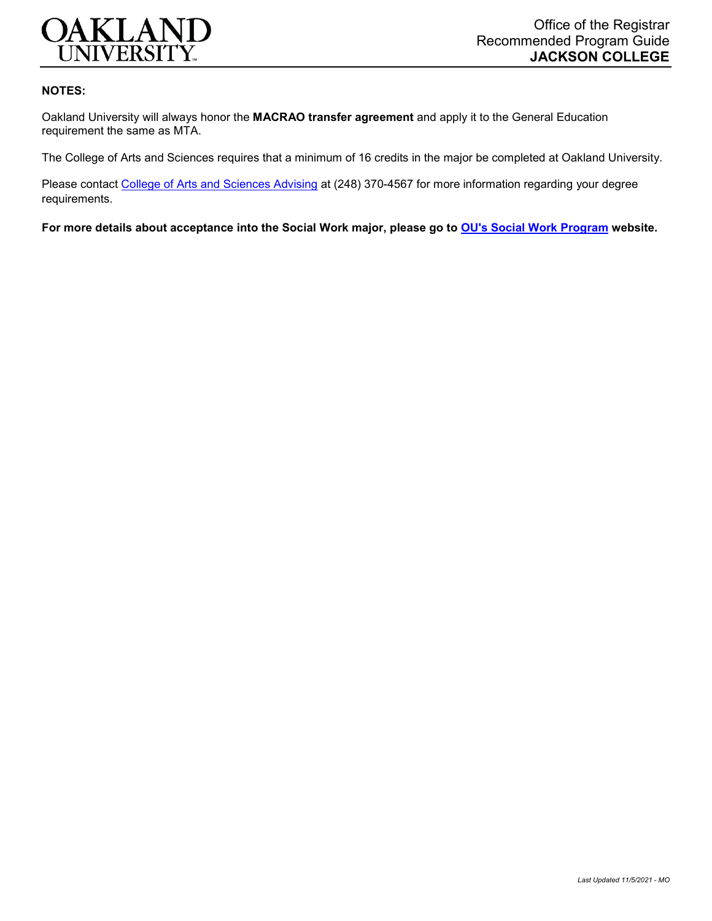**NOTES:**

Oakland University will always honor the **MACRAO transfer agreement** and apply it to the General Education requirement the same as MTA.

The College of Arts and Sciences requires that a minimum of 16 credits in the major be completed at Oakland University.

Please contact College of Arts and Sciences Advising at (248) 370-4567 for more information regarding your degree requirements.

**For more details about acceptance into the Social Work major, please go to OU's Social Work Program website.**